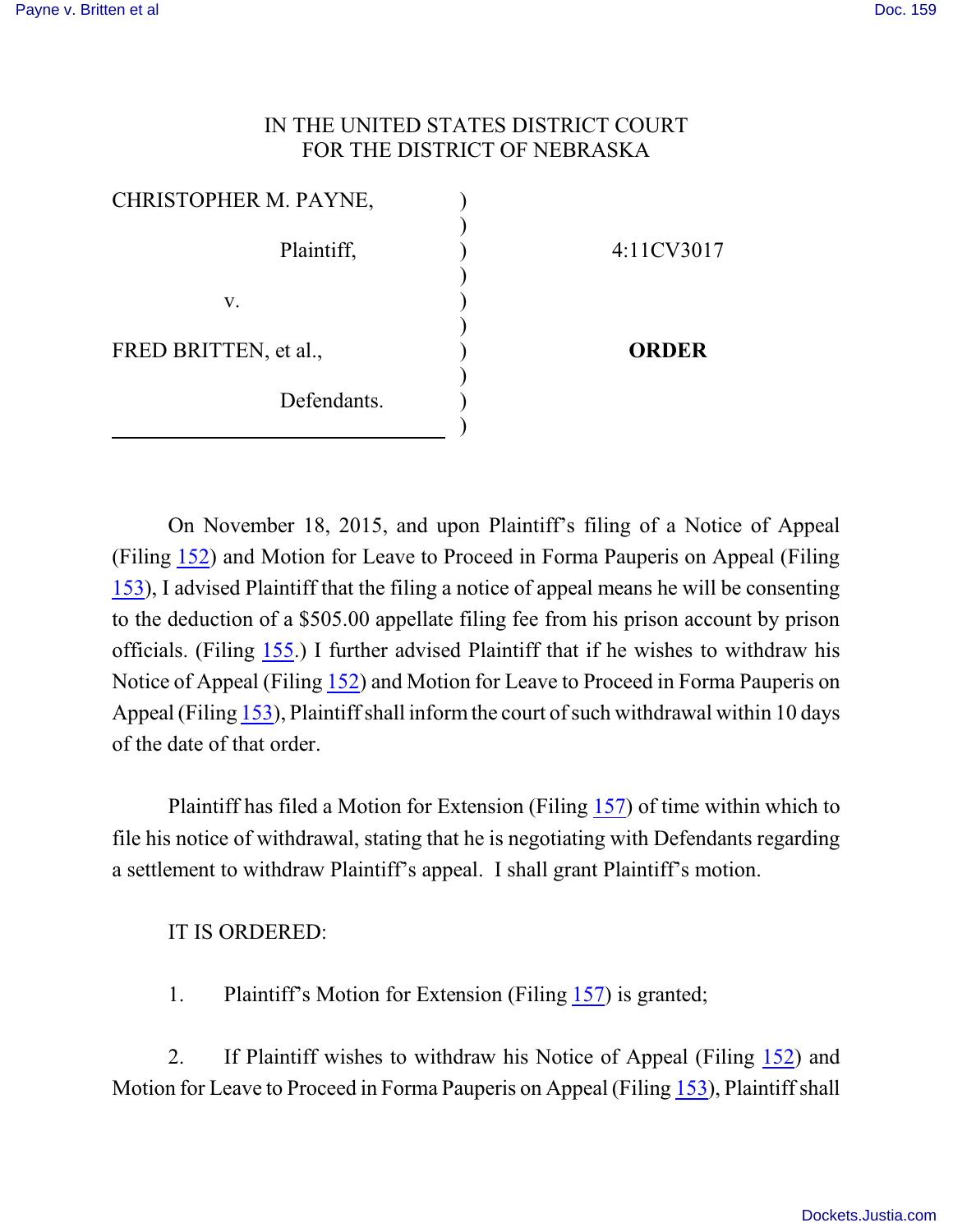IN THE UNITED STATES DISTRICT COURT
FOR THE DISTRICT OF NEBRASKA

| | | |
|---|---|---|
| CHRISTOPHER M. PAYNE, Plaintiff, | ) | 4:11CV3017 |
| v. | ) | |
| FRED BRITTEN, et al., Defendants. | ) | **ORDER** |

On November 18, 2015, and upon Plaintiff's filing of a Notice of Appeal (Filing 152) and Motion for Leave to Proceed in Forma Pauperis on Appeal (Filing 153), I advised Plaintiff that the filing a notice of appeal means he will be consenting to the deduction of a $505.00 appellate filing fee from his prison account by prison officials. (Filing 155.) I further advised Plaintiff that if he wishes to withdraw his Notice of Appeal (Filing 152) and Motion for Leave to Proceed in Forma Pauperis on Appeal (Filing 153), Plaintiff shall inform the court of such withdrawal within 10 days of the date of that order.

Plaintiff has filed a Motion for Extension (Filing 157) of time within which to file his notice of withdrawal, stating that he is negotiating with Defendants regarding a settlement to withdraw Plaintiff's appeal. I shall grant Plaintiff's motion.

IT IS ORDERED:

1. Plaintiff's Motion for Extension (Filing 157) is granted;

2. If Plaintiff wishes to withdraw his Notice of Appeal (Filing 152) and Motion for Leave to Proceed in Forma Pauperis on Appeal (Filing 153), Plaintiff shall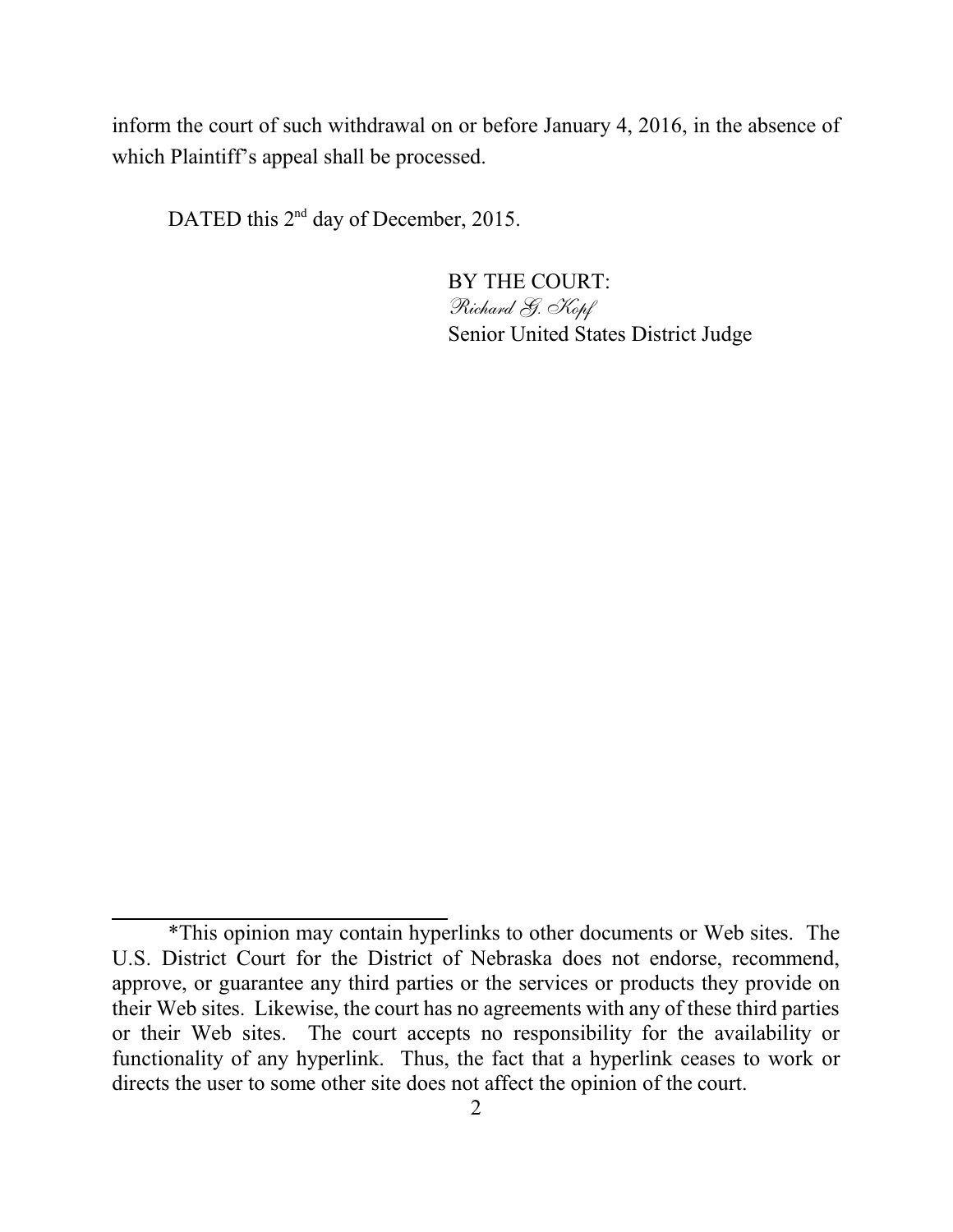inform the court of such withdrawal on or before January 4, 2016, in the absence of which Plaintiff's appeal shall be processed.

DATED this 2nd day of December, 2015.

BY THE COURT:
*Richard G. Kopf*
Senior United States District Judge

---

*This opinion may contain hyperlinks to other documents or Web sites. The U.S. District Court for the District of Nebraska does not endorse, recommend, approve, or guarantee any third parties or the services or products they provide on their Web sites. Likewise, the court has no agreements with any of these third parties or their Web sites. The court accepts no responsibility for the availability or functionality of any hyperlink. Thus, the fact that a hyperlink ceases to work or directs the user to some other site does not affect the opinion of the court.